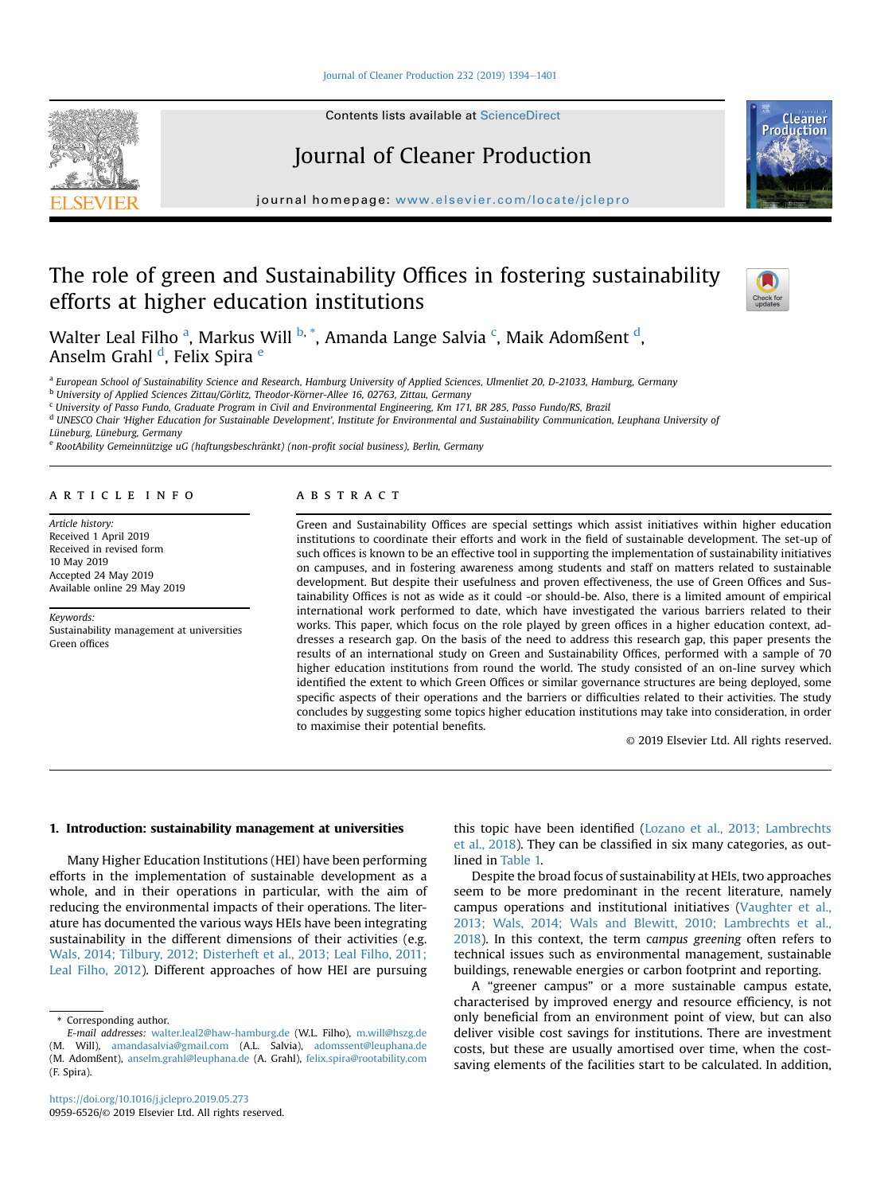# The role of green and Sustainability Offices in fostering sustainability efforts at higher education institutions

Walter Leal Filho [a], Markus Will [b,*], Amanda Lange Salvia [c], Maik Adomßent [d], Anselm Grahl [d], Felix Spira [e]

[a] European School of Sustainability Science and Research, Hamburg University of Applied Sciences, Ulmenliet 20, D-21033, Hamburg, Germany
[b] University of Applied Sciences Zittau/Görlitz, Theodor-Körner-Allee 16, 02763, Zittau, Germany
[c] University of Passo Fundo, Graduate Program in Civil and Environmental Engineering, Km 171, BR 285, Passo Fundo/RS, Brazil
[d] UNESCO Chair 'Higher Education for Sustainable Development', Institute for Environmental and Sustainability Communication, Leuphana University of Lüneburg, Lüneburg, Germany
[e] RootAbility Gemeinnützige uG (haftungsbeschränkt) (non-profit social business), Berlin, Germany

## ARTICLE INFO

*Article history:*
Received 1 April 2019
Received in revised form
10 May 2019
Accepted 24 May 2019
Available online 29 May 2019

*Keywords:*
Sustainability management at universities
Green offices

## ABSTRACT

Green and Sustainability Offices are special settings which assist initiatives within higher education institutions to coordinate their efforts and work in the field of sustainable development. The set-up of such offices is known to be an effective tool in supporting the implementation of sustainability initiatives on campuses, and in fostering awareness among students and staff on matters related to sustainable development. But despite their usefulness and proven effectiveness, the use of Green Offices and Sustainability Offices is not as wide as it could -or should-be. Also, there is a limited amount of empirical international work performed to date, which have investigated the various barriers related to their works. This paper, which focus on the role played by green offices in a higher education context, addresses a research gap. On the basis of the need to address this research gap, this paper presents the results of an international study on Green and Sustainability Offices, performed with a sample of 70 higher education institutions from round the world. The study consisted of an on-line survey which identified the extent to which Green Offices or similar governance structures are being deployed, some specific aspects of their operations and the barriers or difficulties related to their activities. The study concludes by suggesting some topics higher education institutions may take into consideration, in order to maximise their potential benefits.

© 2019 Elsevier Ltd. All rights reserved.

## 1. Introduction: sustainability management at universities

Many Higher Education Institutions (HEI) have been performing efforts in the implementation of sustainable development as a whole, and in their operations in particular, with the aim of reducing the environmental impacts of their operations. The literature has documented the various ways HEIs have been integrating sustainability in the different dimensions of their activities (e.g. Wals, 2014; Tilbury, 2012; Disterheft et al., 2013; Leal Filho, 2011; Leal Filho, 2012). Different approaches of how HEI are pursuing this topic have been identified (Lozano et al., 2013; Lambrechts et al., 2018). They can be classified in six many categories, as outlined in Table 1.

Despite the broad focus of sustainability at HEIs, two approaches seem to be more predominant in the recent literature, namely campus operations and institutional initiatives (Vaughter et al., 2013; Wals, 2014; Wals and Blewitt, 2010; Lambrechts et al., 2018). In this context, the term *campus greening* often refers to technical issues such as environmental management, sustainable buildings, renewable energies or carbon footprint and reporting.

A "greener campus" or a more sustainable campus estate, characterised by improved energy and resource efficiency, is not only beneficial from an environment point of view, but can also deliver visible cost savings for institutions. There are investment costs, but these are usually amortised over time, when the cost-saving elements of the facilities start to be calculated. In addition,

\* Corresponding author.
*E-mail addresses:* walter.leal2@haw-hamburg.de (W.L. Filho), m.will@hszg.de (M. Will), amandasalvia@gmail.com (A.L. Salvia), adomssent@leuphana.de (M. Adomßent), anselm.grahl@leuphana.de (A. Grahl), felix.spira@rootability.com (F. Spira).

https://doi.org/10.1016/j.jclepro.2019.05.273
0959-6526/© 2019 Elsevier Ltd. All rights reserved.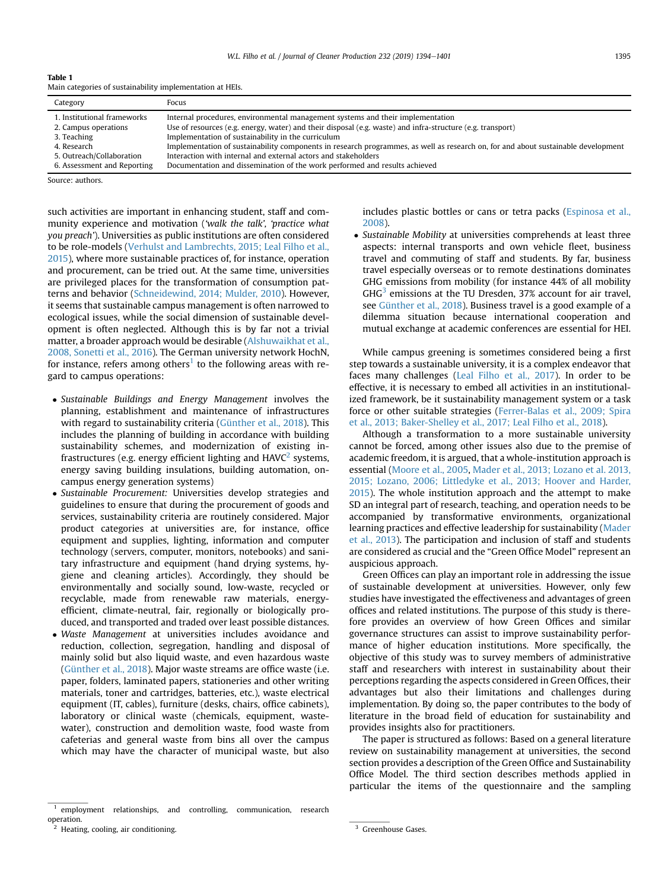**Table 1**
Main categories of sustainability implementation at HEIs.

| Category | Focus |
|---|---|
| 1. Institutional frameworks | Internal procedures, environmental management systems and their implementation |
| 2. Campus operations | Use of resources (e.g. energy, water) and their disposal (e.g. waste) and infra-structure (e.g. transport) |
| 3. Teaching | Implementation of sustainability in the curriculum |
| 4. Research | Implementation of sustainability components in research programmes, as well as research on, for and about sustainable development |
| 5. Outreach/Collaboration | Interaction with internal and external actors and stakeholders |
| 6. Assessment and Reporting | Documentation and dissemination of the work performed and results achieved |

Source: authors.

such activities are important in enhancing student, staff and community experience and motivation (*'walk the talk', 'practice what you preach'*). Universities as public institutions are often considered to be role-models (Verhulst and Lambrechts, 2015; Leal Filho et al., 2015), where more sustainable practices of, for instance, operation and procurement, can be tried out. At the same time, universities are privileged places for the transformation of consumption patterns and behavior (Schneidewind, 2014; Mulder, 2010). However, it seems that sustainable campus management is often narrowed to ecological issues, while the social dimension of sustainable development is often neglected. Although this is by far not a trivial matter, a broader approach would be desirable (Alshuwaikhat et al., 2008, Sonetti et al., 2016). The German university network HochN, for instance, refers among others[1] to the following areas with regard to campus operations:

- *Sustainable Buildings and Energy Management* involves the planning, establishment and maintenance of infrastructures with regard to sustainability criteria (Günther et al., 2018). This includes the planning of building in accordance with building sustainability schemes, and modernization of existing infrastructures (e.g. energy efficient lighting and HAVC[2] systems, energy saving building insulations, building automation, on-campus energy generation systems)
- *Sustainable Procurement:* Universities develop strategies and guidelines to ensure that during the procurement of goods and services, sustainability criteria are routinely considered. Major product categories at universities are, for instance, office equipment and supplies, lighting, information and computer technology (servers, computer, monitors, notebooks) and sanitary infrastructure and equipment (hand drying systems, hygiene and cleaning articles). Accordingly, they should be environmentally and socially sound, low-waste, recycled or recyclable, made from renewable raw materials, energy-efficient, climate-neutral, fair, regionally or biologically produced, and transported and traded over least possible distances.
- *Waste Management* at universities includes avoidance and reduction, collection, segregation, handling and disposal of mainly solid but also liquid waste, and even hazardous waste (Günther et al., 2018). Major waste streams are office waste (i.e. paper, folders, laminated papers, stationeries and other writing materials, toner and cartridges, batteries, etc.), waste electrical equipment (IT, cables), furniture (desks, chairs, office cabinets), laboratory or clinical waste (chemicals, equipment, wastewater), construction and demolition waste, food waste from cafeterias and general waste from bins all over the campus which may have the character of municipal waste, but also includes plastic bottles or cans or tetra packs (Espinosa et al., 2008).
- *Sustainable Mobility* at universities comprehends at least three aspects: internal transports and own vehicle fleet, business travel and commuting of staff and students. By far, business travel especially overseas or to remote destinations dominates GHG emissions from mobility (for instance 44% of all mobility GHG[3] emissions at the TU Dresden, 37% account for air travel, see Günther et al., 2018). Business travel is a good example of a dilemma situation because international cooperation and mutual exchange at academic conferences are essential for HEI.

While campus greening is sometimes considered being a first step towards a sustainable university, it is a complex endeavor that faces many challenges (Leal Filho et al., 2017). In order to be effective, it is necessary to embed all activities in an institutionalized framework, be it sustainability management system or a task force or other suitable strategies (Ferrer-Balas et al., 2009; Spira et al., 2013; Baker-Shelley et al., 2017; Leal Filho et al., 2018).

Although a transformation to a more sustainable university cannot be forced, among other issues also due to the premise of academic freedom, it is argued, that a whole-institution approach is essential (Moore et al., 2005, Mader et al., 2013; Lozano et al. 2013, 2015; Lozano, 2006; Littledyke et al., 2013; Hoover and Harder, 2015). The whole institution approach and the attempt to make SD an integral part of research, teaching, and operation needs to be accompanied by transformative environments, organizational learning practices and effective leadership for sustainability (Mader et al., 2013). The participation and inclusion of staff and students are considered as crucial and the "Green Office Model" represent an auspicious approach.

Green Offices can play an important role in addressing the issue of sustainable development at universities. However, only few studies have investigated the effectiveness and advantages of green offices and related institutions. The purpose of this study is therefore provides an overview of how Green Offices and similar governance structures can assist to improve sustainability performance of higher education institutions. More specifically, the objective of this study was to survey members of administrative staff and researchers with interest in sustainability about their perceptions regarding the aspects considered in Green Offices, their advantages but also their limitations and challenges during implementation. By doing so, the paper contributes to the body of literature in the broad field of education for sustainability and provides insights also for practitioners.

The paper is structured as follows: Based on a general literature review on sustainability management at universities, the second section provides a description of the Green Office and Sustainability Office Model. The third section describes methods applied in particular the items of the questionnaire and the sampling

[1] employment relationships, and controlling, communication, research operation.

[2] Heating, cooling, air conditioning.

[3] Greenhouse Gases.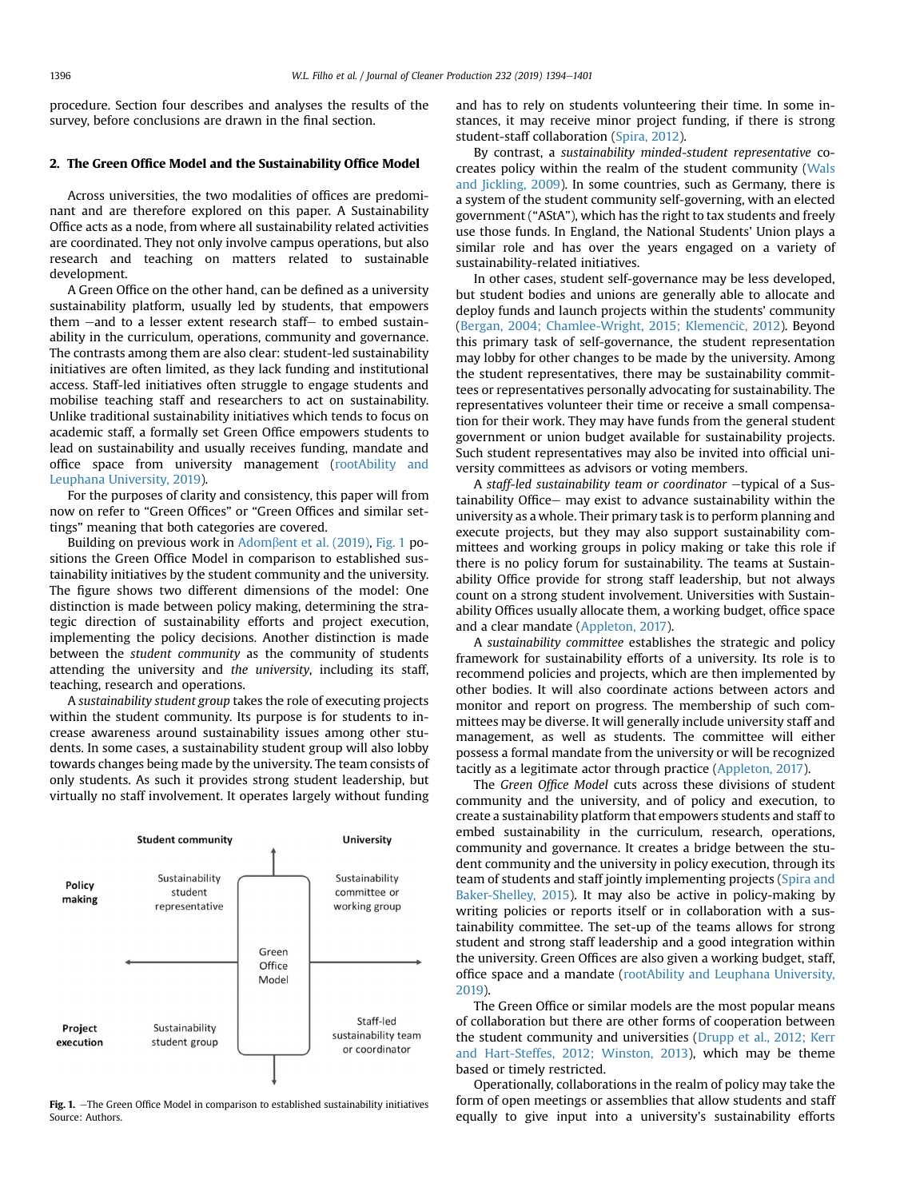procedure. Section four describes and analyses the results of the survey, before conclusions are drawn in the final section.

## 2. The Green Office Model and the Sustainability Office Model

Across universities, the two modalities of offices are predominant and are therefore explored on this paper. A Sustainability Office acts as a node, from where all sustainability related activities are coordinated. They not only involve campus operations, but also research and teaching on matters related to sustainable development.

A Green Office on the other hand, can be defined as a university sustainability platform, usually led by students, that empowers them —and to a lesser extent research staff— to embed sustainability in the curriculum, operations, community and governance. The contrasts among them are also clear: student-led sustainability initiatives are often limited, as they lack funding and institutional access. Staff-led initiatives often struggle to engage students and mobilise teaching staff and researchers to act on sustainability. Unlike traditional sustainability initiatives which tends to focus on academic staff, a formally set Green Office empowers students to lead on sustainability and usually receives funding, mandate and office space from university management (rootAbility and Leuphana University, 2019).

For the purposes of clarity and consistency, this paper will from now on refer to "Green Offices" or "Green Offices and similar settings" meaning that both categories are covered.

Building on previous work in Adomβent et al. (2019), Fig. 1 positions the Green Office Model in comparison to established sustainability initiatives by the student community and the university. The figure shows two different dimensions of the model: One distinction is made between policy making, determining the strategic direction of sustainability efforts and project execution, implementing the policy decisions. Another distinction is made between the *student community* as the community of students attending the university and *the university*, including its staff, teaching, research and operations.

A *sustainability student group* takes the role of executing projects within the student community. Its purpose is for students to increase awareness around sustainability issues among other students. In some cases, a sustainability student group will also lobby towards changes being made by the university. The team consists of only students. As such it provides strong student leadership, but virtually no staff involvement. It operates largely without funding and has to rely on students volunteering their time. In some instances, it may receive minor project funding, if there is strong student-staff collaboration (Spira, 2012).

Student community

University

Policy making

Sustainability student representative

Sustainability committee or working group

Green Office Model

Project execution

Sustainability student group

Staff-led sustainability team or coordinator

**Fig. 1.** —The Green Office Model in comparison to established sustainability initiatives Source: Authors.

By contrast, a *sustainability minded-student representative* co-creates policy within the realm of the student community (Wals and Jickling, 2009). In some countries, such as Germany, there is a system of the student community self-governing, with an elected government ("AStA"), which has the right to tax students and freely use those funds. In England, the National Students' Union plays a similar role and has over the years engaged on a variety of sustainability-related initiatives.

In other cases, student self-governance may be less developed, but student bodies and unions are generally able to allocate and deploy funds and launch projects within the students' community (Bergan, 2004; Chamlee-Wright, 2015; Klemenčič, 2012). Beyond this primary task of self-governance, the student representation may lobby for other changes to be made by the university. Among the student representatives, there may be sustainability committees or representatives personally advocating for sustainability. The representatives volunteer their time or receive a small compensation for their work. They may have funds from the general student government or union budget available for sustainability projects. Such student representatives may also be invited into official university committees as advisors or voting members.

A *staff-led sustainability team or coordinator* —typical of a Sustainability Office— may exist to advance sustainability within the university as a whole. Their primary task is to perform planning and execute projects, but they may also support sustainability committees and working groups in policy making or take this role if there is no policy forum for sustainability. The teams at Sustainability Office provide for strong staff leadership, but not always count on a strong student involvement. Universities with Sustainability Offices usually allocate them, a working budget, office space and a clear mandate (Appleton, 2017).

A *sustainability committee* establishes the strategic and policy framework for sustainability efforts of a university. Its role is to recommend policies and projects, which are then implemented by other bodies. It will also coordinate actions between actors and monitor and report on progress. The membership of such committees may be diverse. It will generally include university staff and management, as well as students. The committee will either possess a formal mandate from the university or will be recognized tacitly as a legitimate actor through practice (Appleton, 2017).

The *Green Office Model* cuts across these divisions of student community and the university, and of policy and execution, to create a sustainability platform that empowers students and staff to embed sustainability in the curriculum, research, operations, community and governance. It creates a bridge between the student community and the university in policy execution, through its team of students and staff jointly implementing projects (Spira and Baker-Shelley, 2015). It may also be active in policy-making by writing policies or reports itself or in collaboration with a sustainability committee. The set-up of the teams allows for strong student and strong staff leadership and a good integration within the university. Green Offices are also given a working budget, staff, office space and a mandate (rootAbility and Leuphana University, 2019).

The Green Office or similar models are the most popular means of collaboration but there are other forms of cooperation between the student community and universities (Drupp et al., 2012; Kerr and Hart-Steffes, 2012; Winston, 2013), which may be theme based or timely restricted.

Operationally, collaborations in the realm of policy may take the form of open meetings or assemblies that allow students and staff equally to give input into a university's sustainability efforts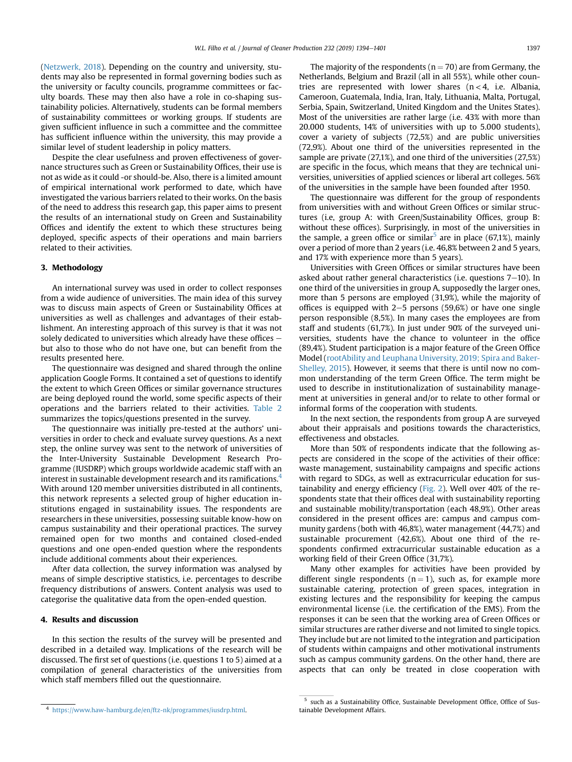(Netzwerk, 2018). Depending on the country and university, students may also be represented in formal governing bodies such as the university or faculty councils, programme committees or faculty boards. These may then also have a role in co-shaping sustainability policies. Alternatively, students can be formal members of sustainability committees or working groups. If students are given sufficient influence in such a committee and the committee has sufficient influence within the university, this may provide a similar level of student leadership in policy matters.

Despite the clear usefulness and proven effectiveness of governance structures such as Green or Sustainability Offices, their use is not as wide as it could -or should-be. Also, there is a limited amount of empirical international work performed to date, which have investigated the various barriers related to their works. On the basis of the need to address this research gap, this paper aims to present the results of an international study on Green and Sustainability Offices and identify the extent to which these structures being deployed, specific aspects of their operations and main barriers related to their activities.

## 3. Methodology

An international survey was used in order to collect responses from a wide audience of universities. The main idea of this survey was to discuss main aspects of Green or Sustainability Offices at universities as well as challenges and advantages of their establishment. An interesting approach of this survey is that it was not solely dedicated to universities which already have these offices – but also to those who do not have one, but can benefit from the results presented here.

The questionnaire was designed and shared through the online application Google Forms. It contained a set of questions to identify the extent to which Green Offices or similar governance structures are being deployed round the world, some specific aspects of their operations and the barriers related to their activities. Table 2 summarizes the topics/questions presented in the survey.

The questionnaire was initially pre-tested at the authors' universities in order to check and evaluate survey questions. As a next step, the online survey was sent to the network of universities of the Inter-University Sustainable Development Research Programme (IUSDRP) which groups worldwide academic staff with an interest in sustainable development research and its ramifications.[4] With around 120 member universities distributed in all continents, this network represents a selected group of higher education institutions engaged in sustainability issues. The respondents are researchers in these universities, possessing suitable know-how on campus sustainability and their operational practices. The survey remained open for two months and contained closed-ended questions and one open-ended question where the respondents include additional comments about their experiences.

After data collection, the survey information was analysed by means of simple descriptive statistics, i.e. percentages to describe frequency distributions of answers. Content analysis was used to categorise the qualitative data from the open-ended question.

## 4. Results and discussion

In this section the results of the survey will be presented and described in a detailed way. Implications of the research will be discussed. The first set of questions (i.e. questions 1 to 5) aimed at a compilation of general characteristics of the universities from which staff members filled out the questionnaire.

The majority of the respondents ($n = 70$) are from Germany, the Netherlands, Belgium and Brazil (all in all 55%), while other countries are represented with lower shares ($n < 4$, i.e. Albania, Cameroon, Guatemala, India, Iran, Italy, Lithuania, Malta, Portugal, Serbia, Spain, Switzerland, United Kingdom and the Unites States). Most of the universities are rather large (i.e. 43% with more than 20.000 students, 14% of universities with up to 5.000 students), cover a variety of subjects (72,5%) and are public universities (72,9%). About one third of the universities represented in the sample are private (27,1%), and one third of the universities (27,5%) are specific in the focus, which means that they are technical universities, universities of applied sciences or liberal art colleges. 56% of the universities in the sample have been founded after 1950.

The questionnaire was different for the group of respondents from universities with and without Green Offices or similar structures (i.e, group A: with Green/Sustainability Offices, group B: without these offices). Surprisingly, in most of the universities in the sample, a green office or similar[5] are in place (67,1%), mainly over a period of more than 2 years (i.e. 46,8% between 2 and 5 years, and 17% with experience more than 5 years).

Universities with Green Offices or similar structures have been asked about rather general characteristics (i.e. questions 7–10). In one third of the universities in group A, supposedly the larger ones, more than 5 persons are employed (31,9%), while the majority of offices is equipped with 2–5 persons (59,6%) or have one single person responsible (8,5%). In many cases the employees are from staff and students (61,7%). In just under 90% of the surveyed universities, students have the chance to volunteer in the office (89,4%). Student participation is a major feature of the Green Office Model (rootAbility and Leuphana University, 2019; Spira and Baker-Shelley, 2015). However, it seems that there is until now no common understanding of the term Green Office. The term might be used to describe in institutionalization of sustainability management at universities in general and/or to relate to other formal or informal forms of the cooperation with students.

In the next section, the respondents from group A are surveyed about their appraisals and positions towards the characteristics, effectiveness and obstacles.

More than 50% of respondents indicate that the following aspects are considered in the scope of the activities of their office: waste management, sustainability campaigns and specific actions with regard to SDGs, as well as extracurricular education for sustainability and energy efficiency (Fig. 2). Well over 40% of the respondents state that their offices deal with sustainability reporting and sustainable mobility/transportation (each 48,9%). Other areas considered in the present offices are: campus and campus community gardens (both with 46,8%), water management (44,7%) and sustainable procurement (42,6%). About one third of the respondents confirmed extracurricular sustainable education as a working field of their Green Office (31,7%).

Many other examples for activities have been provided by different single respondents ($n = 1$), such as, for example more sustainable catering, protection of green spaces, integration in existing lectures and the responsibility for keeping the campus environmental license (i.e. the certification of the EMS). From the responses it can be seen that the working area of Green Offices or similar structures are rather diverse and not limited to single topics. They include but are not limited to the integration and participation of students within campaigns and other motivational instruments such as campus community gardens. On the other hand, there are aspects that can only be treated in close cooperation with

[4] https://www.haw-hamburg.de/en/ftz-nk/programmes/iusdrp.html.

[5] such as a Sustainability Office, Sustainable Development Office, Office of Sustainable Development Affairs.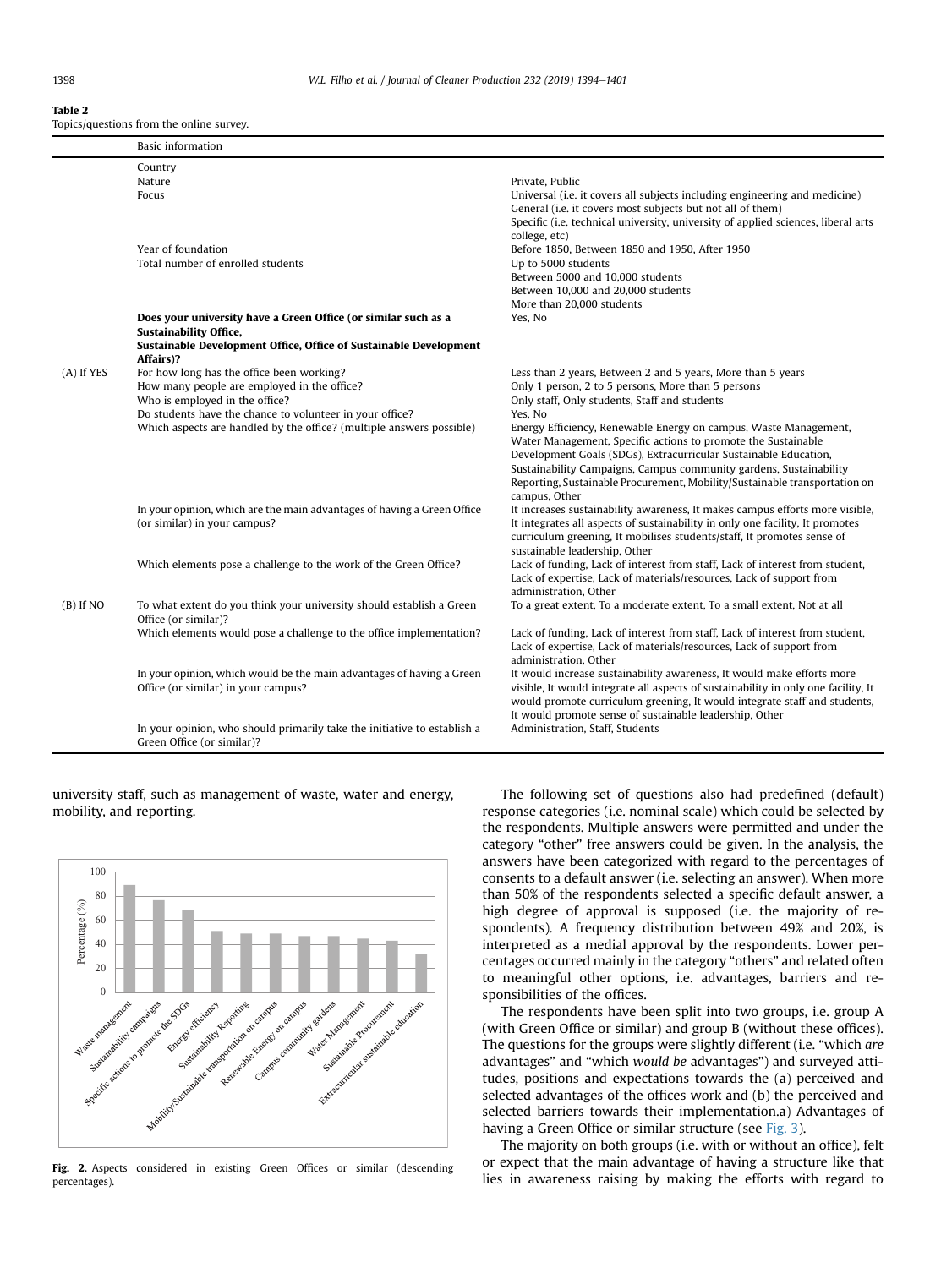**Table 2**
Topics/questions from the online survey.

| | Basic information | |
|---|---|---|
| | Country | |
| | Nature | Private, Public |
| | Focus | Universal (i.e. it covers all subjects including engineering and medicine)<br>General (i.e. it covers most subjects but not all of them)<br>Specific (i.e. technical university, university of applied sciences, liberal arts college, etc) |
| | Year of foundation | Before 1850, Between 1850 and 1950, After 1950 |
| | Total number of enrolled students | Up to 5000 students<br>Between 5000 and 10,000 students<br>Between 10,000 and 20,000 students<br>More than 20,000 students |
| | **Does your university have a Green Office (or similar such as a Sustainability Office, Sustainable Development Office, Office of Sustainable Development Affairs)?** | Yes, No |
| (A) If YES | For how long has the office been working? | Less than 2 years, Between 2 and 5 years, More than 5 years |
| | How many people are employed in the office? | Only 1 person, 2 to 5 persons, More than 5 persons |
| | Who is employed in the office? | Only staff, Only students, Staff and students |
| | Do students have the chance to volunteer in your office? | Yes, No |
| | Which aspects are handled by the office? (multiple answers possible) | Energy Efficiency, Renewable Energy on campus, Waste Management, Water Management, Specific actions to promote the Sustainable Development Goals (SDGs), Extracurricular Sustainable Education, Sustainability Campaigns, Campus community gardens, Sustainability Reporting, Sustainable Procurement, Mobility/Sustainable transportation on campus, Other |
| | In your opinion, which are the main advantages of having a Green Office (or similar) in your campus? | It increases sustainability awareness, It makes campus efforts more visible, It integrates all aspects of sustainability in only one facility, It promotes curriculum greening, It mobilises students/staff, It promotes sense of sustainable leadership, Other |
| | Which elements pose a challenge to the work of the Green Office? | Lack of funding, Lack of interest from staff, Lack of interest from student, Lack of expertise, Lack of materials/resources, Lack of support from administration, Other |
| (B) If NO | To what extent do you think your university should establish a Green Office (or similar)? | To a great extent, To a moderate extent, To a small extent, Not at all |
| | Which elements would pose a challenge to the office implementation? | Lack of funding, Lack of interest from staff, Lack of interest from student, Lack of expertise, Lack of materials/resources, Lack of support from administration, Other |
| | In your opinion, which would be the main advantages of having a Green Office (or similar) in your campus? | It would increase sustainability awareness, It would make efforts more visible, It would integrate all aspects of sustainability in only one facility, It would promote curriculum greening, It would integrate staff and students, It would promote sense of sustainable leadership, Other |
| | In your opinion, who should primarily take the initiative to establish a Green Office (or similar)? | Administration, Staff, Students |

university staff, such as management of waste, water and energy, mobility, and reporting.

Percentage (%)
100
80
60
40
20
0
Waste management
Sustainability campaigns
Specific actions to promote the SDGs
Energy efficiency
Sustainability Reporting
Mobility/Sustainable transportation on campus
Renewable Energy on campus
Campus community gardens
Water Management
Sustainable Procurement
Extracurricular sustainable education

**Fig. 2.** Aspects considered in existing Green Offices or similar (descending percentages).

The following set of questions also had predefined (default) response categories (i.e. nominal scale) which could be selected by the respondents. Multiple answers were permitted and under the category "other" free answers could be given. In the analysis, the answers have been categorized with regard to the percentages of consents to a default answer (i.e. selecting an answer). When more than 50% of the respondents selected a specific default answer, a high degree of approval is supposed (i.e. the majority of respondents). A frequency distribution between 49% and 20%, is interpreted as a medial approval by the respondents. Lower percentages occurred mainly in the category "others" and related often to meaningful other options, i.e. advantages, barriers and responsibilities of the offices.

The respondents have been split into two groups, i.e. group A (with Green Office or similar) and group B (without these offices). The questions for the groups were slightly different (i.e. "which *are* advantages" and "which *would be* advantages") and surveyed attitudes, positions and expectations towards the (a) perceived and selected advantages of the offices work and (b) the perceived and selected barriers towards their implementation.a) Advantages of having a Green Office or similar structure (see Fig. 3).

The majority on both groups (i.e. with or without an office), felt or expect that the main advantage of having a structure like that lies in awareness raising by making the efforts with regard to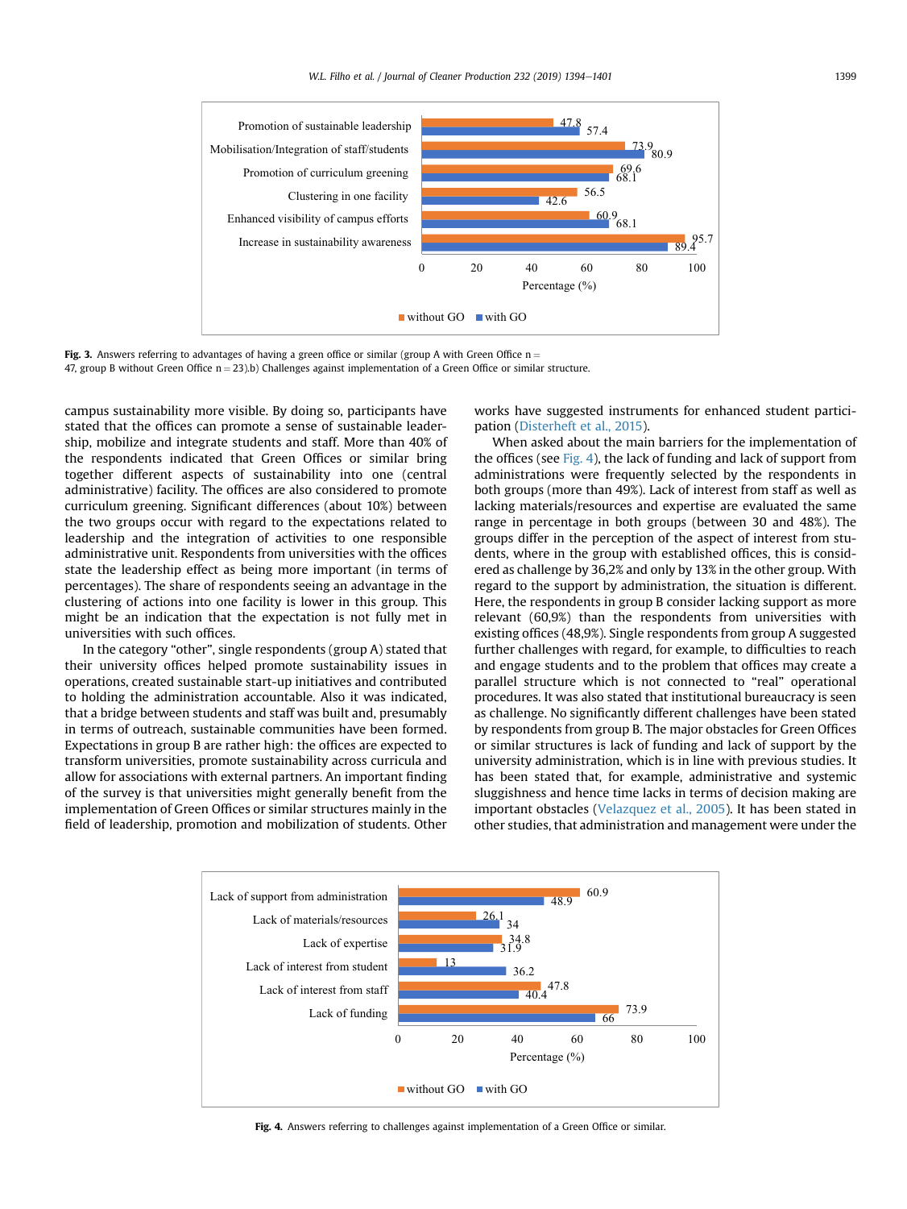Promotion of sustainable leadership 47.8 57.4
Mobilisation/Integration of staff/students 73.9 80.9
Promotion of curriculum greening 69.6 68.1
Clustering in one facility 56.5 42.6
Enhanced visibility of campus efforts 60.9 68.1
Increase in sustainability awareness 95.7 89.4

0 20 40 60 80 100

Percentage (%)

without GO with GO

**Fig. 3.** Answers referring to advantages of having a green office or similar (group A with Green Office n = 47, group B without Green Office n = 23).b) Challenges against implementation of a Green Office or similar structure.

campus sustainability more visible. By doing so, participants have stated that the offices can promote a sense of sustainable leadership, mobilize and integrate students and staff. More than 40% of the respondents indicated that Green Offices or similar bring together different aspects of sustainability into one (central administrative) facility. The offices are also considered to promote curriculum greening. Significant differences (about 10%) between the two groups occur with regard to the expectations related to leadership and the integration of activities to one responsible administrative unit. Respondents from universities with the offices state the leadership effect as being more important (in terms of percentages). The share of respondents seeing an advantage in the clustering of actions into one facility is lower in this group. This might be an indication that the expectation is not fully met in universities with such offices.

In the category "other", single respondents (group A) stated that their university offices helped promote sustainability issues in operations, created sustainable start-up initiatives and contributed to holding the administration accountable. Also it was indicated, that a bridge between students and staff was built and, presumably in terms of outreach, sustainable communities have been formed. Expectations in group B are rather high: the offices are expected to transform universities, promote sustainability across curricula and allow for associations with external partners. An important finding of the survey is that universities might generally benefit from the implementation of Green Offices or similar structures mainly in the field of leadership, promotion and mobilization of students. Other works have suggested instruments for enhanced student participation (Disterheft et al., 2015).

When asked about the main barriers for the implementation of the offices (see Fig. 4), the lack of funding and lack of support from administrations were frequently selected by the respondents in both groups (more than 49%). Lack of interest from staff as well as lacking materials/resources and expertise are evaluated the same range in percentage in both groups (between 30 and 48%). The groups differ in the perception of the aspect of interest from students, where in the group with established offices, this is considered as challenge by 36,2% and only by 13% in the other group. With regard to the support by administration, the situation is different. Here, the respondents in group B consider lacking support as more relevant (60,9%) than the respondents from universities with existing offices (48,9%). Single respondents from group A suggested further challenges with regard, for example, to difficulties to reach and engage students and to the problem that offices may create a parallel structure which is not connected to "real" operational procedures. It was also stated that institutional bureaucracy is seen as challenge. No significantly different challenges have been stated by respondents from group B. The major obstacles for Green Offices or similar structures is lack of funding and lack of support by the university administration, which is in line with previous studies. It has been stated that, for example, administrative and systemic sluggishness and hence time lacks in terms of decision making are important obstacles (Velazquez et al., 2005). It has been stated in other studies, that administration and management were under the

Lack of support from administration 60.9 48.9
Lack of materials/resources 26.1 34
Lack of expertise 34.8 31.9
Lack of interest from student 13 36.2
Lack of interest from staff 47.8 40.4
Lack of funding 73.9 66

0 20 40 60 80 100

Percentage (%)

without GO with GO

**Fig. 4.** Answers referring to challenges against implementation of a Green Office or similar.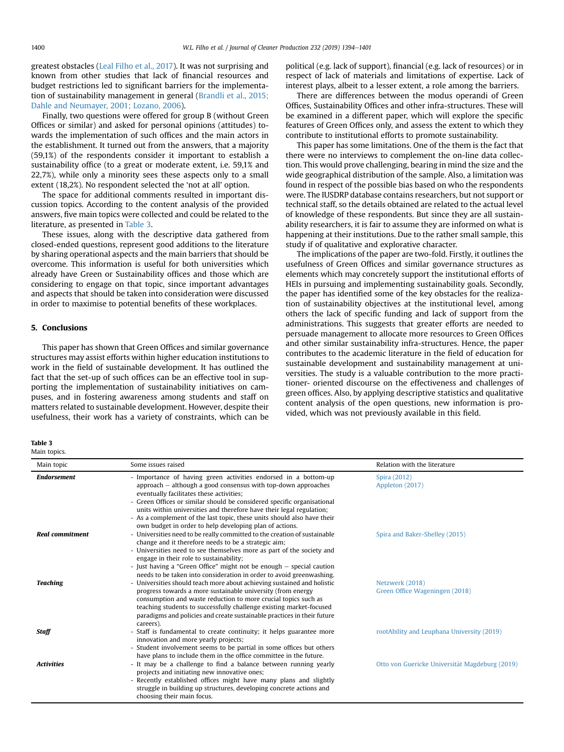greatest obstacles (Leal Filho et al., 2017). It was not surprising and known from other studies that lack of financial resources and budget restrictions led to significant barriers for the implementation of sustainability management in general (Brandli et al., 2015; Dahle and Neumayer, 2001; Lozano, 2006).

Finally, two questions were offered for group B (without Green Offices or similar) and asked for personal opinions (attitudes) towards the implementation of such offices and the main actors in the establishment. It turned out from the answers, that a majority (59,1%) of the respondents consider it important to establish a sustainability office (to a great or moderate extent, i.e. 59,1% and 22,7%), while only a minority sees these aspects only to a small extent (18,2%). No respondent selected the 'not at all' option.

The space for additional comments resulted in important discussion topics. According to the content analysis of the provided answers, five main topics were collected and could be related to the literature, as presented in Table 3.

These issues, along with the descriptive data gathered from closed-ended questions, represent good additions to the literature by sharing operational aspects and the main barriers that should be overcome. This information is useful for both universities which already have Green or Sustainability offices and those which are considering to engage on that topic, since important advantages and aspects that should be taken into consideration were discussed in order to maximise to potential benefits of these workplaces.

## 5. Conclusions

This paper has shown that Green Offices and similar governance structures may assist efforts within higher education institutions to work in the field of sustainable development. It has outlined the fact that the set-up of such offices can be an effective tool in supporting the implementation of sustainability initiatives on campuses, and in fostering awareness among students and staff on matters related to sustainable development. However, despite their usefulness, their work has a variety of constraints, which can be political (e.g. lack of support), financial (e.g. lack of resources) or in respect of lack of materials and limitations of expertise. Lack of interest plays, albeit to a lesser extent, a role among the barriers.

There are differences between the modus operandi of Green Offices, Sustainability Offices and other infra-structures. These will be examined in a different paper, which will explore the specific features of Green Offices only, and assess the extent to which they contribute to institutional efforts to promote sustainability.

This paper has some limitations. One of the them is the fact that there were no interviews to complement the on-line data collection. This would prove challenging, bearing in mind the size and the wide geographical distribution of the sample. Also, a limitation was found in respect of the possible bias based on who the respondents were. The IUSDRP database contains researchers, but not support or technical staff, so the details obtained are related to the actual level of knowledge of these respondents. But since they are all sustainability researchers, it is fair to assume they are informed on what is happening at their institutions. Due to the rather small sample, this study if of qualitative and explorative character.

The implications of the paper are two-fold. Firstly, it outlines the usefulness of Green Offices and similar governance structures as elements which may concretely support the institutional efforts of HEIs in pursuing and implementing sustainability goals. Secondly, the paper has identified some of the key obstacles for the realization of sustainability objectives at the institutional level, among others the lack of specific funding and lack of support from the administrations. This suggests that greater efforts are needed to persuade management to allocate more resources to Green Offices and other similar sustainability infra-structures. Hence, the paper contributes to the academic literature in the field of education for sustainable development and sustainability management at universities. The study is a valuable contribution to the more practitioner- oriented discourse on the effectiveness and challenges of green offices. Also, by applying descriptive statistics and qualitative content analysis of the open questions, new information is provided, which was not previously available in this field.

**Table 3**
Main topics.

| Main topic | Some issues raised | Relation with the literature |
|---|---|---|
| ***Endorsement*** | - Importance of having green activities endorsed in a bottom-up approach – although a good consensus with top-down approaches eventually facilitates these activities;<br>- Green Offices or similar should be considered specific organisational units within universities and therefore have their legal regulation;<br>- As a complement of the last topic, these units should also have their own budget in order to help developing plan of actions. | Spira (2012)<br>Appleton (2017) |
| ***Real commitment*** | - Universities need to be really committed to the creation of sustainable change and it therefore needs to be a strategic aim;<br>- Universities need to see themselves more as part of the society and engage in their role to sustainability;<br>- Just having a "Green Office" might not be enough – special caution needs to be taken into consideration in order to avoid greenwashing. | Spira and Baker-Shelley (2015) |
| ***Teaching*** | - Universities should teach more about achieving sustained and holistic progress towards a more sustainable university (from energy consumption and waste reduction to more crucial topics such as teaching students to successfully challenge existing market-focused paradigms and policies and create sustainable practices in their future careers). | Netzwerk (2018)<br>Green Office Wageningen (2018) |
| ***Staff*** | - Staff is fundamental to create continuity; it helps guarantee more innovation and more yearly projects;<br>- Student involvement seems to be partial in some offices but others have plans to include them in the office committee in the future. | rootAbility and Leuphana University (2019) |
| ***Activities*** | - It may be a challenge to find a balance between running yearly projects and initiating new innovative ones;<br>- Recently established offices might have many plans and slightly struggle in building up structures, developing concrete actions and choosing their main focus. | Otto von Guericke Universität Magdeburg (2019) |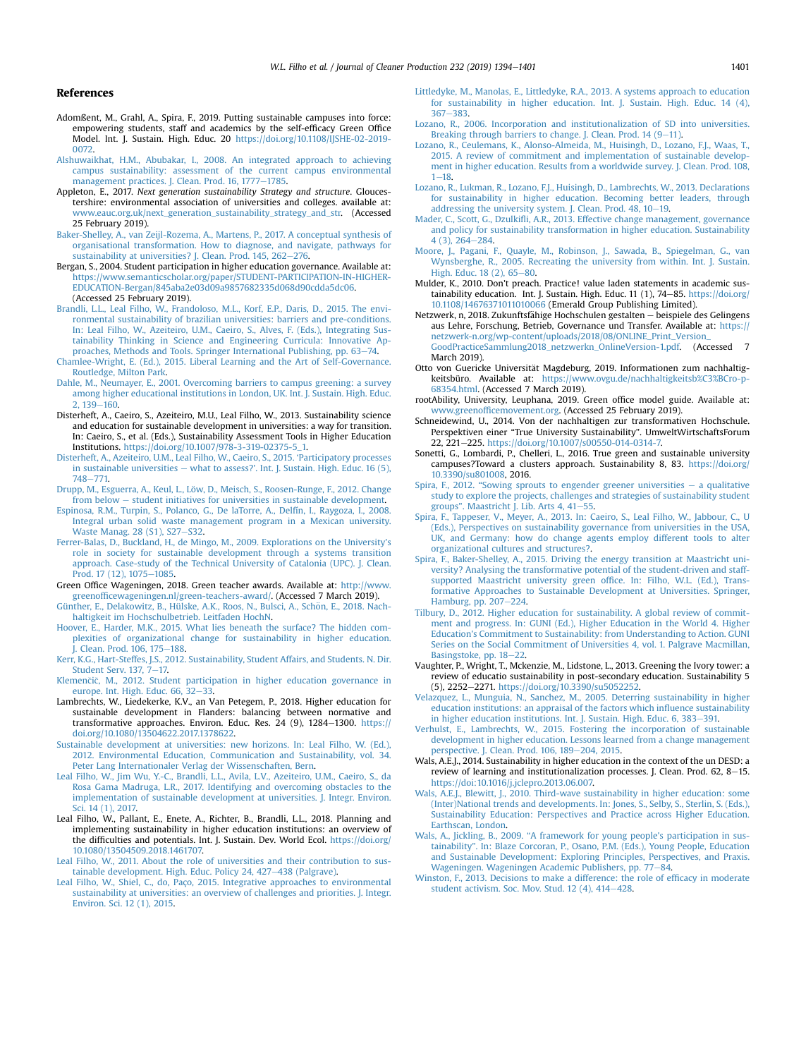## References

Adomßent, M., Grahl, A., Spira, F., 2019. Putting sustainable campuses into force: empowering students, staff and academics by the self-efficacy Green Office Model. Int. J. Sustain. High. Educ. 20 https://doi.org/10.1108/IJSHE-02-2019-0072.

Alshuwaikhat, H.M., Abubakar, I., 2008. An integrated approach to achieving campus sustainability: assessment of the current campus environmental management practices. J. Clean. Prod. 16, 1777–1785.

Appleton, E., 2017. *Next generation sustainability Strategy and structure*. Gloucestershire: environmental association of universities and colleges. available at: www.eauc.org.uk/next_generation_sustainability_strategy_and_str. (Accessed 25 February 2019).

Baker-Shelley, A., van Zeijl-Rozema, A., Martens, P., 2017. A conceptual synthesis of organisational transformation. How to diagnose, and navigate, pathways for sustainability at universities? J. Clean. Prod. 145, 262–276.

Bergan, S., 2004. Student participation in higher education governance. Available at: https://www.semanticscholar.org/paper/STUDENT-PARTICIPATION-IN-HIGHER-EDUCATION-Bergan/845aba2e03d09a9857682335d068d90cdda5dc06. (Accessed 25 February 2019).

Brandli, L.L., Leal Filho, W., Frandoloso, M.L., Korf, E.P., Daris, D., 2015. The environmental sustainability of brazilian universities: barriers and pre-conditions. In: Leal Filho, W., Azeiteiro, U.M., Caeiro, S., Alves, F. (Eds.), Integrating Sustainability Thinking in Science and Engineering Curricula: Innovative Approaches, Methods and Tools. Springer International Publishing, pp. 63–74.

Chamlee-Wright, E. (Ed.), 2015. Liberal Learning and the Art of Self-Governance. Routledge, Milton Park.

Dahle, M., Neumayer, E., 2001. Overcoming barriers to campus greening: a survey among higher educational institutions in London, UK. Int. J. Sustain. High. Educ. 2, 139–160.

Disterheft, A., Caeiro, S., Azeiteiro, M.U., Leal Filho, W., 2013. Sustainability science and education for sustainable development in universities: a way for transition. In: Caeiro, S., et al. (Eds.), Sustainability Assessment Tools in Higher Education Institutions. https://doi.org/10.1007/978-3-319-02375-5_1.

Disterheft, A., Azeiteiro, U.M., Leal Filho, W., Caeiro, S., 2015. 'Participatory processes in sustainable universities – what to assess?'. Int. J. Sustain. High. Educ. 16 (5), 748–771.

Drupp, M., Esguerra, A., Keul, L., Löw, D., Meisch, S., Roosen-Runge, F., 2012. Change from below – student initiatives for universities in sustainable development.

Espinosa, R.M., Turpin, S., Polanco, G., De laTorre, A., Delfín, I., Raygoza, I., 2008. Integral urban solid waste management program in a Mexican university. Waste Manag. 28 (S1), S27–S32.

Ferrer-Balas, D., Buckland, H., de Mingo, M., 2009. Explorations on the University's role in society for sustainable development through a systems transition approach. Case-study of the Technical University of Catalonia (UPC). J. Clean. Prod. 17 (12), 1075–1085.

Green Office Wageningen, 2018. Green teacher awards. Available at: http://www.greenofficewageningen.nl/green-teachers-award/. (Accessed 7 March 2019).

Günther, E., Delakowitz, B., Hülske, A.K., Roos, N., Bulsci, A., Schön, E., 2018. Nachhaltigkeit im Hochschulbetrieb. Leitfaden HochN.

Hoover, E., Harder, M.K., 2015. What lies beneath the surface? The hidden complexities of organizational change for sustainability in higher education. J. Clean. Prod. 106, 175–188.

Kerr, K.G., Hart-Steffes, J.S., 2012. Sustainability, Student Affairs, and Students. N. Dir. Student Serv. 137, 7–17.

Klemenčič, M., 2012. Student participation in higher education governance in europe. Int. High. Educ. 66, 32–33.

Lambrechts, W., Liedekerke, K.V., an Van Petegem, P., 2018. Higher education for sustainable development in Flanders: balancing between normative and transformative approaches. Environ. Educ. Res. 24 (9), 1284–1300. https://doi.org/10.1080/13504622.2017.1378622.

Sustainable development at universities: new horizons. In: Leal Filho, W. (Ed.), 2012. Environmental Education, Communication and Sustainability, vol. 34. Peter Lang Internationaler Verlag der Wissenschaften, Bern.

Leal Filho, W., Jim Wu, Y.-C., Brandli, L.L., Avila, L.V., Azeiteiro, U.M., Caeiro, S., da Rosa Gama Madruga, L.R., 2017. Identifying and overcoming obstacles to the implementation of sustainable development at universities. J. Integr. Environ. Sci. 14 (1), 2017.

Leal Filho, W., Pallant, E., Enete, A., Richter, B., Brandli, L.L., 2018. Planning and implementing sustainability in higher education institutions: an overview of the difficulties and potentials. Int. J. Sustain. Dev. World Ecol. https://doi.org/10.1080/13504509.2018.1461707.

Leal Filho, W., 2011. About the role of universities and their contribution to sustainable development. High. Educ. Policy 24, 427–438 (Palgrave).

Leal Filho, W., Shiel, C., do, Paço, 2015. Integrative approaches to environmental sustainability at universities: an overview of challenges and priorities. J. Integr. Environ. Sci. 12 (1), 2015.

Littledyke, M., Manolas, E., Littledyke, R.A., 2013. A systems approach to education for sustainability in higher education. Int. J. Sustain. High. Educ. 14 (4), 367–383.

Lozano, R., 2006. Incorporation and institutionalization of SD into universities. Breaking through barriers to change. J. Clean. Prod. 14 (9–11).

Lozano, R., Ceulemans, K., Alonso-Almeida, M., Huisingh, D., Lozano, F.J., Waas, T., 2015. A review of commitment and implementation of sustainable development in higher education. Results from a worldwide survey. J. Clean. Prod. 108, 1–18.

Lozano, R., Lukman, R., Lozano, F.J., Huisingh, D., Lambrechts, W., 2013. Declarations for sustainability in higher education. Becoming better leaders, through addressing the university system. J. Clean. Prod. 48, 10–19.

Mader, C., Scott, G., Dzulkifli, A.R., 2013. Effective change management, governance and policy for sustainability transformation in higher education. Sustainability 4 (3), 264–284.

Moore, J., Pagani, F., Quayle, M., Robinson, J., Sawada, B., Spiegelman, G., van Wynsberghe, R., 2005. Recreating the university from within. Int. J. Sustain. High. Educ. 18 (2), 65–80.

Mulder, K., 2010. Don't preach. Practice! value laden statements in academic sustainability education. Int. J. Sustain. High. Educ. 11 (1), 74–85. https://doi.org/10.1108/14676371011010066 (Emerald Group Publishing Limited).

Netzwerk, n, 2018. Zukunftsfähige Hochschulen gestalten – beispiele des Gelingens aus Lehre, Forschung, Betrieb, Governance und Transfer. Available at: https://netzwerk-n.org/wp-content/uploads/2018/08/ONLINE_Print_Version_GoodPracticeSammlung2018_netzwerkn_OnlineVersion-1.pdf. (Accessed 7 March 2019).

Otto von Guericke Universität Magdeburg, 2019. Informationen zum nachhaltigkeitsbüro. Available at: https://www.ovgu.de/nachhaltigkeitsb%C3%BCro-p-68354.html. (Accessed 7 March 2019).

rootAbility, University, Leuphana, 2019. Green office model guide. Available at: www.greenofficemovement.org. (Accessed 25 February 2019).

Schneidewind, U., 2014. Von der nachhaltigen zur transformativen Hochschule. Perspektiven einer "True University Sustainability". UmweltWirtschaftsForum 22, 221–225. https://doi.org/10.1007/s00550-014-0314-7.

Sonetti, G., Lombardi, P., Chelleri, L., 2016. True green and sustainable university campuses?Toward a clusters approach. Sustainability 8, 83. https://doi.org/10.3390/su801008, 2016.

Spira, F., 2012. "Sowing sprouts to engender greener universities – a qualitative study to explore the projects, challenges and strategies of sustainability student groups". Maastricht J. Lib. Arts 4, 41–55.

Spira, F., Tappeser, V., Meyer, A., 2013. In: Caeiro, S., Leal Filho, W., Jabbour, C., U (Eds.), Perspectives on sustainability governance from universities in the USA, UK, and Germany: how do change agents employ different tools to alter organizational cultures and structures?.

Spira, F., Baker-Shelley, A., 2015. Driving the energy transition at Maastricht university? Analysing the transformative potential of the student-driven and staff-supported Maastricht university green office. In: Filho, W.L. (Ed.), Transformative Approaches to Sustainable Development at Universities. Springer, Hamburg, pp. 207–224.

Tilbury, D., 2012. Higher education for sustainability. A global review of commitment and progress. In: GUNI (Ed.), Higher Education in the World 4. Higher Education's Commitment to Sustainability: from Understanding to Action. GUNI Series on the Social Commitment of Universities 4, vol. 1. Palgrave Macmillan, Basingstoke, pp. 18–22.

Vaughter, P., Wright, T., Mckenzie, M., Lidstone, L., 2013. Greening the Ivory tower: a review of educatio sustainability in post-secondary education. Sustainability 5 (5), 2252–2271. https://doi.org/10.3390/su5052252.

Velazquez, L., Munguia, N., Sanchez, M., 2005. Deterring sustainability in higher education institutions: an appraisal of the factors which influence sustainability in higher education institutions. Int. J. Sustain. High. Educ. 6, 383–391.

Verhulst, E., Lambrechts, W., 2015. Fostering the incorporation of sustainable development in higher education. Lessons learned from a change management perspective. J. Clean. Prod. 106, 189–204, 2015.

Wals, A.E.J., 2014. Sustainability in higher education in the context of the un DESD: a review of learning and institutionalization processes. J. Clean. Prod. 62, 8–15. https://doi:10.1016/j.jclepro.2013.06.007.

Wals, A.E.J., Blewitt, J., 2010. Third-wave sustainability in higher education: some (Inter)National trends and developments. In: Jones, S., Selby, S., Sterlin, S. (Eds.), Sustainability Education: Perspectives and Practice across Higher Education. Earthscan, London.

Wals, A., Jickling, B., 2009. "A framework for young people's participation in sustainability". In: Blaze Corcoran, P., Osano, P.M. (Eds.), Young People, Education and Sustainable Development: Exploring Principles, Perspectives, and Praxis. Wageningen. Wageningen Academic Publishers, pp. 77–84.

Winston, F., 2013. Decisions to make a difference: the role of efficacy in moderate student activism. Soc. Mov. Stud. 12 (4), 414–428.